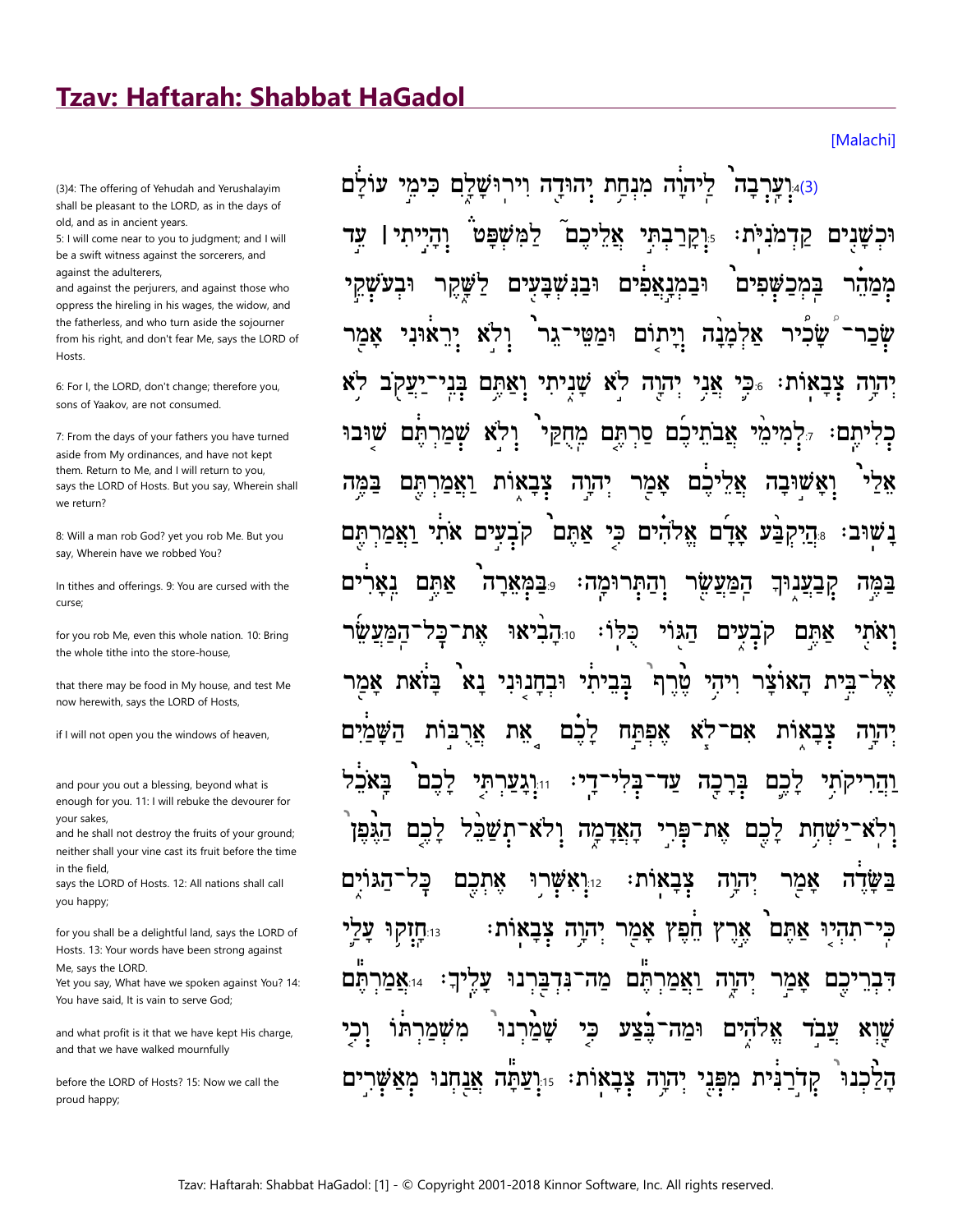# Tzav: Haftarah: Shabbat HaGadol

[Malachi]

(3)4: The offering of Yehudah and Yerushalayim shall be pleasant to the LORD, as in the days of old, and as in ancient years.
5: I will come near to you to judgment; and I will be a swift witness against the sorcerers, and against the adulterers,
and against the perjurers, and against those who oppress the hireling in his wages, the widow, and the fatherless, and who turn aside the sojourner from his right, and don't fear Me, says the LORD of Hosts.

6: For I, the LORD, don't change; therefore you, sons of Yaakov, are not consumed.

7: From the days of your fathers you have turned aside from My ordinances, and have not kept them. Return to Me, and I will return to you, says the LORD of Hosts. But you say, Wherein shall we return?

8: Will a man rob God? yet you rob Me. But you say, Wherein have we robbed You?

In tithes and offerings. 9: You are cursed with the curse;

for you rob Me, even this whole nation. 10: Bring the whole tithe into the store-house,

that there may be food in My house, and test Me now herewith, says the LORD of Hosts,

if I will not open you the windows of heaven,

and pour you out a blessing, beyond what is enough for you. 11: I will rebuke the devourer for your sakes,
and he shall not destroy the fruits of your ground; neither shall your vine cast its fruit before the time in the field,
says the LORD of Hosts. 12: All nations shall call you happy;

for you shall be a delightful land, says the LORD of Hosts. 13: Your words have been strong against Me, says the LORD.
Yet you say, What have we spoken against You? 14: You have said, It is vain to serve God;

and what profit is it that we have kept His charge, and that we have walked mournfully

before the LORD of Hosts? 15: Now we call the proud happy;

(3)4: וְעָרְבָה לַיהוָה מִנְחַת יְהוּדָה וִירוּשָׁלָ͏ִם כִּימֵי עוֹלָם וּכְשָׁנִים קַדְמֹנִיֹּת׃ 5: וְקָרַבְתִּי אֲלֵיכֶם לַמִּשְׁפָּט וְהָיִיתִי | עֵד מְמַהֵר בַּמְכַשְּׁפִים וּבַמְנָאֲפִים וּבַנִּשְׁבָּעִים לַשָּׁקֶר וּבְעֹשְׁקֵי שְׂכַר־שָׂכִיר אַלְמָנָה וְיָתוֹם וּמַטֵּי־גֵר וְלֹא יְרֵאוּנִי אָמַר יְהוָה צְבָאוֹת׃ 6: כִּי אֲנִי יְהוָה לֹא שָׁנִיתִי וְאַתֶּם בְּנֵי־יַעֲקֹב לֹא כְלִיתֶם׃ 7: לְמִימֵי אֲבֹתֵיכֶם סַרְתֶּם מֵחֻקַּי וְלֹא שְׁמַרְתֶּם שׁוּבוּ אֵלַי וְאָשׁוּבָה אֲלֵיכֶם אָמַר יְהוָה צְבָאוֹת וַאֲמַרְתֶּם בַּמֶּה נָשׁוּב׃ 8: הֲיִקְבַּע אָדָם אֱלֹהִים כִּי אַתֶּם קֹבְעִים אֹתִי וַאֲמַרְתֶּם בַּמֶּה קְבַעֲנוּךָ הַמַּעֲשֵׂר וְהַתְּרוּמָה׃ 9: בַּמְּאֵרָה אַתֶּם נֵאָרִים וְאֹתִי אַתֶּם קֹבְעִים הַגּוֹי כֻּלּוֹ׃ 10: הָבִיאוּ אֶת־כָּל־הַמַּעֲשֵׂר אֶל־בֵּית הָאוֹצָר וִיהִי טֶרֶף בְּבֵיתִי וּבְחָנוּנִי נָא בָּזֹאת אָמַר יְהוָה צְבָאוֹת אִם־לֹא אֶפְתַּח לָכֶם אֵת אֲרֻבּוֹת הַשָּׁמַיִם וַהֲרִיקֹתִי לָכֶם בְּרָכָה עַד־בְּלִי־דָי׃ 11: וְגָעַרְתִּי לָכֶם בָּאֹכֵל וְלֹא־יַשְׁחִת לָכֶם אֶת־פְּרִי הָאֲדָמָה וְלֹא־תְשַׁכֵּל לָכֶם הַגֶּפֶן בַּשָּׂדֶה אָמַר יְהוָה צְבָאוֹת׃ 12: וְאִשְּׁרוּ אֶתְכֶם כָּל־הַגּוֹיִם כִּי־תִהְיוּ אַתֶּם אֶרֶץ חֵפֶץ אָמַר יְהוָה צְבָאוֹת׃ 13: חָזְקוּ עָלַי דִּבְרֵיכֶם אָמַר יְהוָה וַאֲמַרְתֶּם מַה־נִּדְבַּרְנוּ עָלֶיךָ׃ 14: אֲמַרְתֶּם שָׁוְא עֲבֹד אֱלֹהִים וּמַה־בֶּצַע כִּי שָׁמַרְנוּ מִשְׁמַרְתּוֹ וְכִי הָלַכְנוּ קְדֹרַנִּית מִפְּנֵי יְהוָה צְבָאוֹת׃ 15: וְעַתָּה אֲנַחְנוּ מְאַשְּׁרִים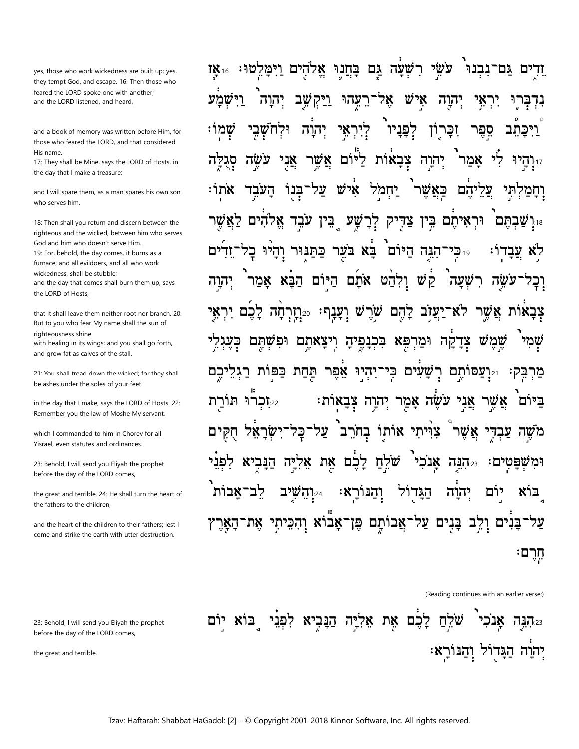זֵדִ֔ים גַּם־נִבְנוּ֙ עֹשֵׂ֣י רִשְׁעָ֔ה גַּ֧ם בָּחֲנ֛וּ אֱלֹהִ֖ים וַיִּמָּלֵֽטוּ׃ 16 אָ֧ז נִדְבְּר֛וּ יִרְאֵ֥י יְהוָ֖ה אִ֣ישׁ אֶל־רֵעֵ֑הוּ וַיַּקְשֵׁ֤ב יְהוָה֙ וַיִּשְׁמָ֔ע וַ֠יִּכָּתֵב סֵ֣פֶר זִכָּר֤וֹן לְפָנָיו֙ לְיִרְאֵ֣י יְהוָ֔ה וּלְחֹשְׁבֵ֖י שְׁמֽוֹ׃ 17 וְהָ֣יוּ לִ֗י אָמַר֙ יְהוָ֣ה צְבָא֔וֹת לַיּ֕וֹם אֲשֶׁ֥ר אֲנִ֖י עֹשֶׂ֣ה סְגֻלָּ֑ה וְחָמַלְתִּ֣י עֲלֵיהֶ֔ם כַּאֲשֶׁר֙ יַחְמֹ֣ל אִ֔ישׁ עַל־בְּנ֖וֹ הָעֹבֵ֥ד אֹתֽוֹ׃ 18 וְשַׁבְתֶּם֙ וּרְאִיתֶ֔ם בֵּ֥ין צַדִּ֖יק לְרָשָׁ֑ע בֵּ֚ין עֹבֵ֣ד אֱלֹהִ֔ים לַאֲשֶׁ֖ר לֹ֥א עֲבָדֽוֹ׃ 19 כִּֽי־הִנֵּ֤ה הַיּוֹם֙ בָּ֔א בֹּעֵ֖ר כַּתַּנּ֑וּר וְהָי֨וּ כָל־זֵדִ֜ים וְכָל־עֹשֵׂ֤ה רִשְׁעָה֙ קַ֔שׁ וְלִהַ֨ט אֹתָ֜ם הַיּ֣וֹם הַבָּ֗א אָמַר֙ יְהוָ֣ה צְבָא֔וֹת אֲשֶׁ֛ר לֹא־יַעֲזֹ֥ב לָהֶ֖ם שֹׁ֥רֶשׁ וְעָנָֽף׃ 20 וְזָרְחָ֨ה לָכֶ֜ם יִרְאֵ֤י שְׁמִי֙ שֶׁ֣מֶשׁ צְדָקָ֔ה וּמַרְפֵּ֖א בִּכְנָפֶ֑יהָ וִֽיצָאתֶ֥ם וּפִשְׁתֶּ֖ם כְּעֶגְלֵ֥י מַרְבֵּֽק׃ 21 וְעַסּוֹתֶ֣ם רְשָׁעִ֔ים כִּֽי־יִהְי֣וּ אֵ֔פֶר תַּ֖חַת כַּפּ֣וֹת רַגְלֵיכֶ֑ם בַּיּוֹם֙ אֲשֶׁ֣ר אֲנִ֣י עֹשֶׂ֔ה אָמַ֖ר יְהוָ֥ה צְבָאֽוֹת׃ 22 זִכְר֕וּ תּוֹרַ֖ת מֹשֶׁ֣ה עַבְדִּ֑י אֲשֶׁר֩ צִוִּ֨יתִי אוֹת֤וֹ בְחֹרֵב֙ עַל־כָּל־יִשְׂרָאֵ֔ל חֻקִּ֖ים וּמִשְׁפָּטִֽים׃ 23 הִנֵּ֤ה אָנֹכִי֙ שֹׁלֵ֣חַ לָכֶ֔ם אֵ֖ת אֵלִיָּ֣ה הַנָּבִ֑יא לִפְנֵ֗י בּ֚וֹא י֣וֹם יְהוָ֔ה הַגָּד֖וֹל וְהַנּוֹרָֽא׃ 24 וְהֵשִׁ֤יב לֵב־אָבוֹת֙ עַל־בָּנִ֔ים וְלֵ֥ב בָּנִ֖ים עַל־אֲבוֹתָ֑ם פֶּן־אָב֕וֹא וְהִכֵּיתִ֥י אֶת־הָאָ֖רֶץ חֵֽרֶם׃

yes, those who work wickedness are built up; yes, they tempt God, and escape. 16: Then those who feared the LORD spoke one with another; and the LORD listened, and heard,

and a book of memory was written before Him, for those who feared the LORD, and that considered His name.

17: They shall be Mine, says the LORD of Hosts, in the day that I make a treasure;

and I will spare them, as a man spares his own son who serves him.

18: Then shall you return and discern between the righteous and the wicked, between him who serves God and him who doesn't serve Him.

19: For, behold, the day comes, it burns as a furnace; and all evildoers, and all who work wickedness, shall be stubble;

and the day that comes shall burn them up, says the LORD of Hosts,

that it shall leave them neither root nor branch. 20: But to you who fear My name shall the sun of righteousness shine

with healing in its wings; and you shall go forth, and grow fat as calves of the stall.

21: You shall tread down the wicked; for they shall be ashes under the soles of your feet

in the day that I make, says the LORD of Hosts. 22: Remember you the law of Moshe My servant,

which I commanded to him in Chorev for all Yisrael, even statutes and ordinances.

23: Behold, I will send you Eliyah the prophet before the day of the LORD comes,

the great and terrible. 24: He shall turn the heart of the fathers to the children,

and the heart of the children to their fathers; lest I come and strike the earth with utter destruction.

(Reading continues with an earlier verse:)

23 הִנֵּ֤ה אָנֹכִי֙ שֹׁלֵ֣חַ לָכֶ֔ם אֵ֖ת אֵלִיָּ֣ה הַנָּבִ֑יא לִפְנֵ֗י בּ֚וֹא י֣וֹם יְהוָ֔ה הַגָּד֖וֹל וְהַנּוֹרָֽא׃

23: Behold, I will send you Eliyah the prophet before the day of the LORD comes,

the great and terrible.